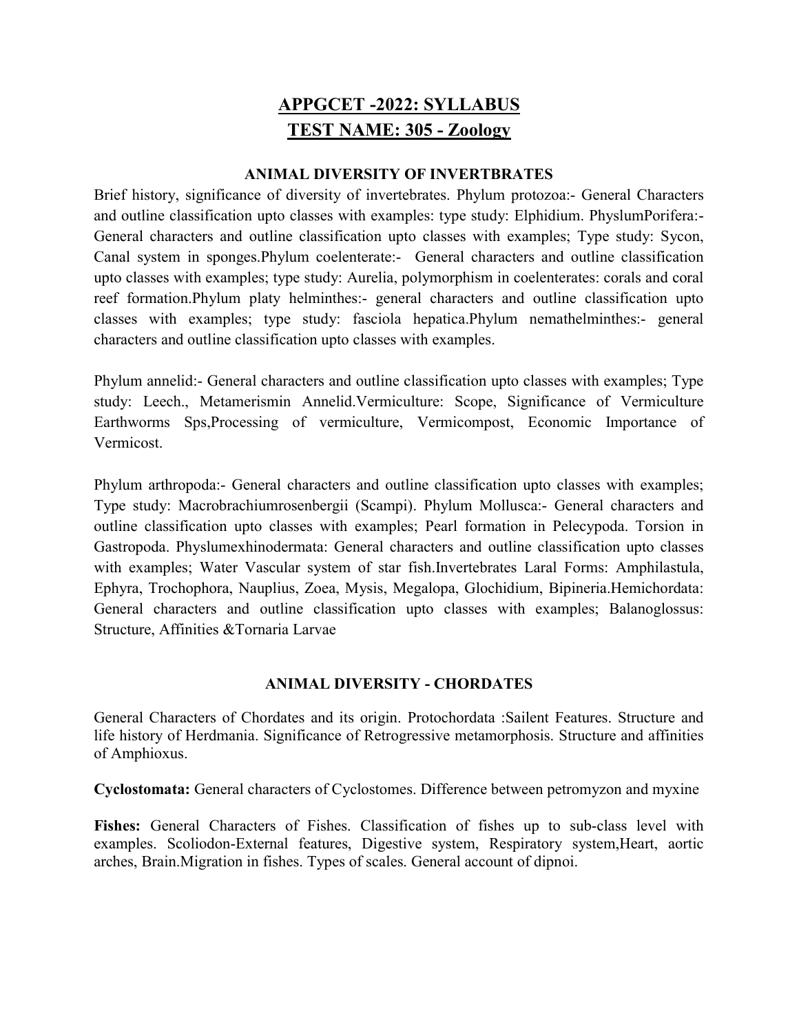# APPGCET -2022: SYLLABUS
# TEST NAME: 305 - Zoology

### ANIMAL DIVERSITY OF INVERTBRATES

Brief history, significance of diversity of invertebrates. Phylum protozoa:- General Characters and outline classification upto classes with examples: type study: Elphidium. PhyslumPorifera:- General characters and outline classification upto classes with examples; Type study: Sycon, Canal system in sponges.Phylum coelenterate:- General characters and outline classification upto classes with examples; type study: Aurelia, polymorphism in coelenterates: corals and coral reef formation.Phylum platy helminthes:- general characters and outline classification upto classes with examples; type study: fasciola hepatica.Phylum nemathelminthes:- general characters and outline classification upto classes with examples.

Phylum annelid:- General characters and outline classification upto classes with examples; Type study: Leech., Metamerismin Annelid.Vermiculture: Scope, Significance of Vermiculture Earthworms Sps,Processing of vermiculture, Vermicompost, Economic Importance of Vermicost.

Phylum arthropoda:- General characters and outline classification upto classes with examples; Type study: Macrobrachiumrosenbergii (Scampi). Phylum Mollusca:- General characters and outline classification upto classes with examples; Pearl formation in Pelecypoda. Torsion in Gastropoda. Physlumexhinodermata: General characters and outline classification upto classes with examples; Water Vascular system of star fish.Invertebrates Laral Forms: Amphilastula, Ephyra, Trochophora, Nauplius, Zoea, Mysis, Megalopa, Glochidium, Bipineria.Hemichordata: General characters and outline classification upto classes with examples; Balanoglossus: Structure, Affinities &Tornaria Larvae

### ANIMAL DIVERSITY - CHORDATES

General Characters of Chordates and its origin. Protochordata :Sailent Features. Structure and life history of Herdmania. Significance of Retrogressive metamorphosis. Structure and affinities of Amphioxus.

**Cyclostomata:** General characters of Cyclostomes. Difference between petromyzon and myxine

**Fishes:** General Characters of Fishes. Classification of fishes up to sub-class level with examples. Scoliodon-External features, Digestive system, Respiratory system,Heart, aortic arches, Brain.Migration in fishes. Types of scales. General account of dipnoi.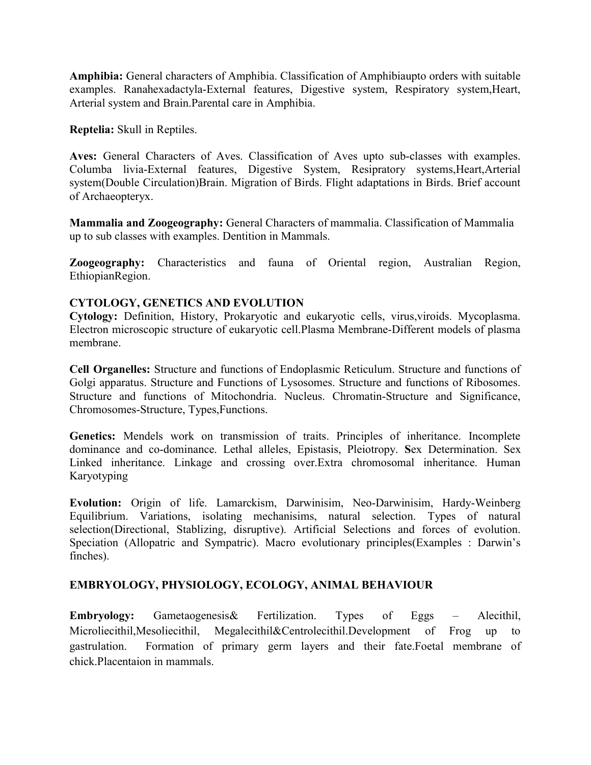**Amphibia:** General characters of Amphibia. Classification of Amphibiaupto orders with suitable examples. Ranahexadactyla-External features, Digestive system, Respiratory system,Heart, Arterial system and Brain.Parental care in Amphibia.

**Reptelia:** Skull in Reptiles.

**Aves:** General Characters of Aves. Classification of Aves upto sub-classes with examples. Columba livia-External features, Digestive System, Resipratory systems,Heart,Arterial system(Double Circulation)Brain. Migration of Birds. Flight adaptations in Birds. Brief account of Archaeopteryx.

**Mammalia and Zoogeography:** General Characters of mammalia. Classification of Mammalia up to sub classes with examples. Dentition in Mammals.

**Zoogeography:** Characteristics and fauna of Oriental region, Australian Region, EthiopianRegion.

## CYTOLOGY, GENETICS AND EVOLUTION

**Cytology:** Definition, History, Prokaryotic and eukaryotic cells, virus,viroids. Mycoplasma. Electron microscopic structure of eukaryotic cell.Plasma Membrane-Different models of plasma membrane.

**Cell Organelles:** Structure and functions of Endoplasmic Reticulum. Structure and functions of Golgi apparatus. Structure and Functions of Lysosomes. Structure and functions of Ribosomes. Structure and functions of Mitochondria. Nucleus. Chromatin-Structure and Significance, Chromosomes-Structure, Types,Functions.

**Genetics:** Mendels work on transmission of traits. Principles of inheritance. Incomplete dominance and co-dominance. Lethal alleles, Epistasis, Pleiotropy. **S**ex Determination. Sex Linked inheritance. Linkage and crossing over.Extra chromosomal inheritance. Human Karyotyping

**Evolution:** Origin of life. Lamarckism, Darwinisim, Neo-Darwinisim, Hardy-Weinberg Equilibrium. Variations, isolating mechanisims, natural selection. Types of natural selection(Directional, Stablizing, disruptive). Artificial Selections and forces of evolution. Speciation (Allopatric and Sympatric). Macro evolutionary principles(Examples : Darwin's finches).

## EMBRYOLOGY, PHYSIOLOGY, ECOLOGY, ANIMAL BEHAVIOUR

**Embryology:** Gametaogenesis& Fertilization. Types of Eggs – Alecithil, Microliecithil,Mesoliecithil, Megalecithil&Centrolecithil.Development of Frog up to gastrulation. Formation of primary germ layers and their fate.Foetal membrane of chick.Placentaion in mammals.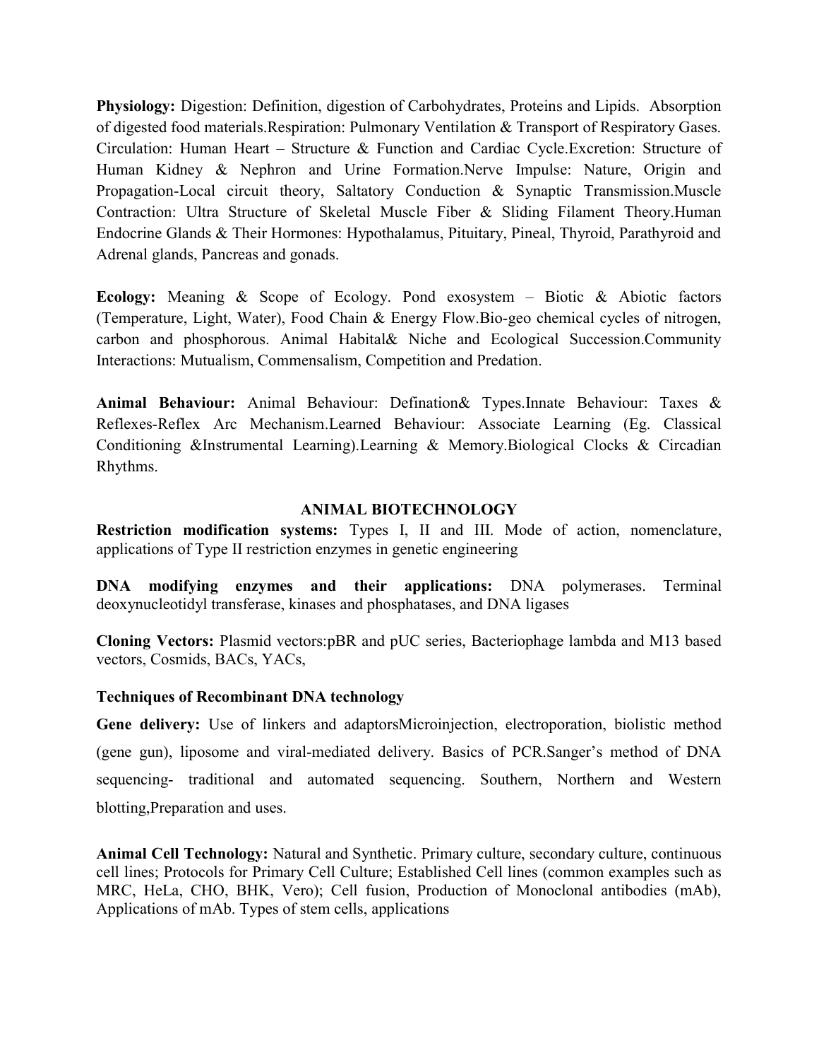**Physiology:** Digestion: Definition, digestion of Carbohydrates, Proteins and Lipids. Absorption of digested food materials.Respiration: Pulmonary Ventilation & Transport of Respiratory Gases. Circulation: Human Heart – Structure & Function and Cardiac Cycle.Excretion: Structure of Human Kidney & Nephron and Urine Formation.Nerve Impulse: Nature, Origin and Propagation-Local circuit theory, Saltatory Conduction & Synaptic Transmission.Muscle Contraction: Ultra Structure of Skeletal Muscle Fiber & Sliding Filament Theory.Human Endocrine Glands & Their Hormones: Hypothalamus, Pituitary, Pineal, Thyroid, Parathyroid and Adrenal glands, Pancreas and gonads.

**Ecology:** Meaning & Scope of Ecology. Pond exosystem – Biotic & Abiotic factors (Temperature, Light, Water), Food Chain & Energy Flow.Bio-geo chemical cycles of nitrogen, carbon and phosphorous. Animal Habital& Niche and Ecological Succession.Community Interactions: Mutualism, Commensalism, Competition and Predation.

**Animal Behaviour:** Animal Behaviour: Defination& Types.Innate Behaviour: Taxes & Reflexes-Reflex Arc Mechanism.Learned Behaviour: Associate Learning (Eg. Classical Conditioning &Instrumental Learning).Learning & Memory.Biological Clocks & Circadian Rhythms.

## ANIMAL BIOTECHNOLOGY

**Restriction modification systems:** Types I, II and III. Mode of action, nomenclature, applications of Type II restriction enzymes in genetic engineering

**DNA modifying enzymes and their applications:** DNA polymerases. Terminal deoxynucleotidyl transferase, kinases and phosphatases, and DNA ligases

**Cloning Vectors:** Plasmid vectors:pBR and pUC series, Bacteriophage lambda and M13 based vectors, Cosmids, BACs, YACs,

**Techniques of Recombinant DNA technology**

**Gene delivery:** Use of linkers and adaptorsMicroinjection, electroporation, biolistic method (gene gun), liposome and viral-mediated delivery. Basics of PCR.Sanger's method of DNA sequencing- traditional and automated sequencing. Southern, Northern and Western blotting,Preparation and uses.

**Animal Cell Technology:** Natural and Synthetic. Primary culture, secondary culture, continuous cell lines; Protocols for Primary Cell Culture; Established Cell lines (common examples such as MRC, HeLa, CHO, BHK, Vero); Cell fusion, Production of Monoclonal antibodies (mAb), Applications of mAb. Types of stem cells, applications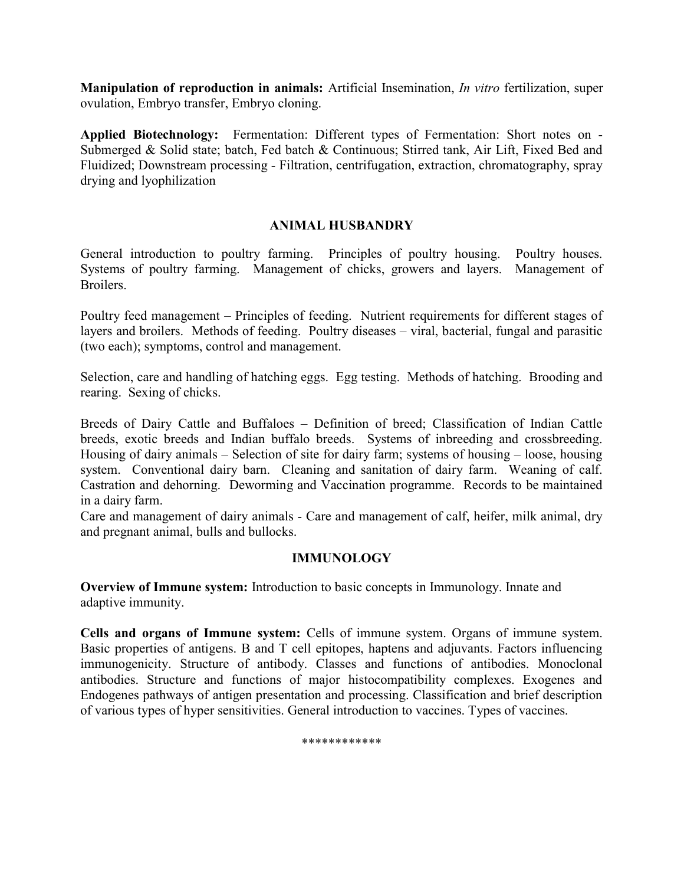**Manipulation of reproduction in animals:** Artificial Insemination, *In vitro* fertilization, super ovulation, Embryo transfer, Embryo cloning.

**Applied Biotechnology:** Fermentation: Different types of Fermentation: Short notes on - Submerged & Solid state; batch, Fed batch & Continuous; Stirred tank, Air Lift, Fixed Bed and Fluidized; Downstream processing - Filtration, centrifugation, extraction, chromatography, spray drying and lyophilization

## ANIMAL HUSBANDRY

General introduction to poultry farming. Principles of poultry housing. Poultry houses. Systems of poultry farming. Management of chicks, growers and layers. Management of Broilers.

Poultry feed management – Principles of feeding. Nutrient requirements for different stages of layers and broilers. Methods of feeding. Poultry diseases – viral, bacterial, fungal and parasitic (two each); symptoms, control and management.

Selection, care and handling of hatching eggs. Egg testing. Methods of hatching. Brooding and rearing. Sexing of chicks.

Breeds of Dairy Cattle and Buffaloes – Definition of breed; Classification of Indian Cattle breeds, exotic breeds and Indian buffalo breeds. Systems of inbreeding and crossbreeding. Housing of dairy animals – Selection of site for dairy farm; systems of housing – loose, housing system. Conventional dairy barn. Cleaning and sanitation of dairy farm. Weaning of calf. Castration and dehorning. Deworming and Vaccination programme. Records to be maintained in a dairy farm.
Care and management of dairy animals - Care and management of calf, heifer, milk animal, dry and pregnant animal, bulls and bullocks.

## IMMUNOLOGY

**Overview of Immune system:** Introduction to basic concepts in Immunology. Innate and adaptive immunity.

**Cells and organs of Immune system:** Cells of immune system. Organs of immune system. Basic properties of antigens. B and T cell epitopes, haptens and adjuvants. Factors influencing immunogenicity. Structure of antibody. Classes and functions of antibodies. Monoclonal antibodies. Structure and functions of major histocompatibility complexes. Exogenes and Endogenes pathways of antigen presentation and processing. Classification and brief description of various types of hyper sensitivities. General introduction to vaccines. Types of vaccines.

************